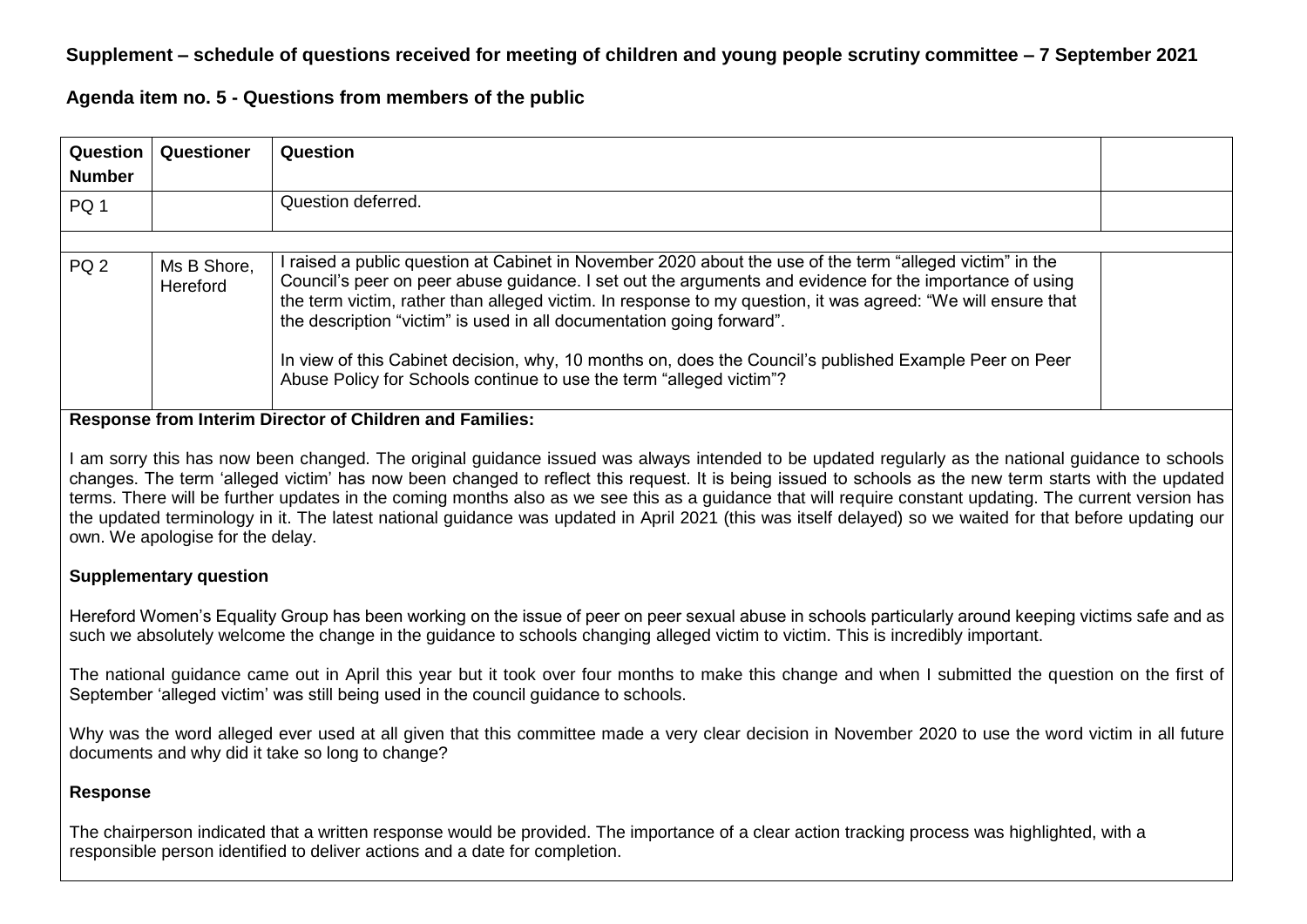**Supplement – schedule of questions received for meeting of children and young people scrutiny committee – 7 September 2021**

**Agenda item no. 5 - Questions from members of the public**

| **Question Number** | **Questioner** | **Question** | |
|---|---|---|---|
| PQ 1 | | Question deferred. | |
| | | | |
| PQ 2 | Ms B Shore, Hereford | I raised a public question at Cabinet in November 2020 about the use of the term "alleged victim" in the Council's peer on peer abuse guidance. I set out the arguments and evidence for the importance of using the term victim, rather than alleged victim. In response to my question, it was agreed: "We will ensure that the description "victim" is used in all documentation going forward".<br><br>In view of this Cabinet decision, why, 10 months on, does the Council's published Example Peer on Peer Abuse Policy for Schools continue to use the term "alleged victim"? | |

**Response from Interim Director of Children and Families:**

I am sorry this has now been changed. The original guidance issued was always intended to be updated regularly as the national guidance to schools changes. The term 'alleged victim' has now been changed to reflect this request. It is being issued to schools as the new term starts with the updated terms. There will be further updates in the coming months also as we see this as a guidance that will require constant updating. The current version has the updated terminology in it. The latest national guidance was updated in April 2021 (this was itself delayed) so we waited for that before updating our own. We apologise for the delay.

**Supplementary question**

Hereford Women's Equality Group has been working on the issue of peer on peer sexual abuse in schools particularly around keeping victims safe and as such we absolutely welcome the change in the guidance to schools changing alleged victim to victim. This is incredibly important.

The national guidance came out in April this year but it took over four months to make this change and when I submitted the question on the first of September 'alleged victim' was still being used in the council guidance to schools.

Why was the word alleged ever used at all given that this committee made a very clear decision in November 2020 to use the word victim in all future documents and why did it take so long to change?

**Response**

The chairperson indicated that a written response would be provided. The importance of a clear action tracking process was highlighted, with a responsible person identified to deliver actions and a date for completion.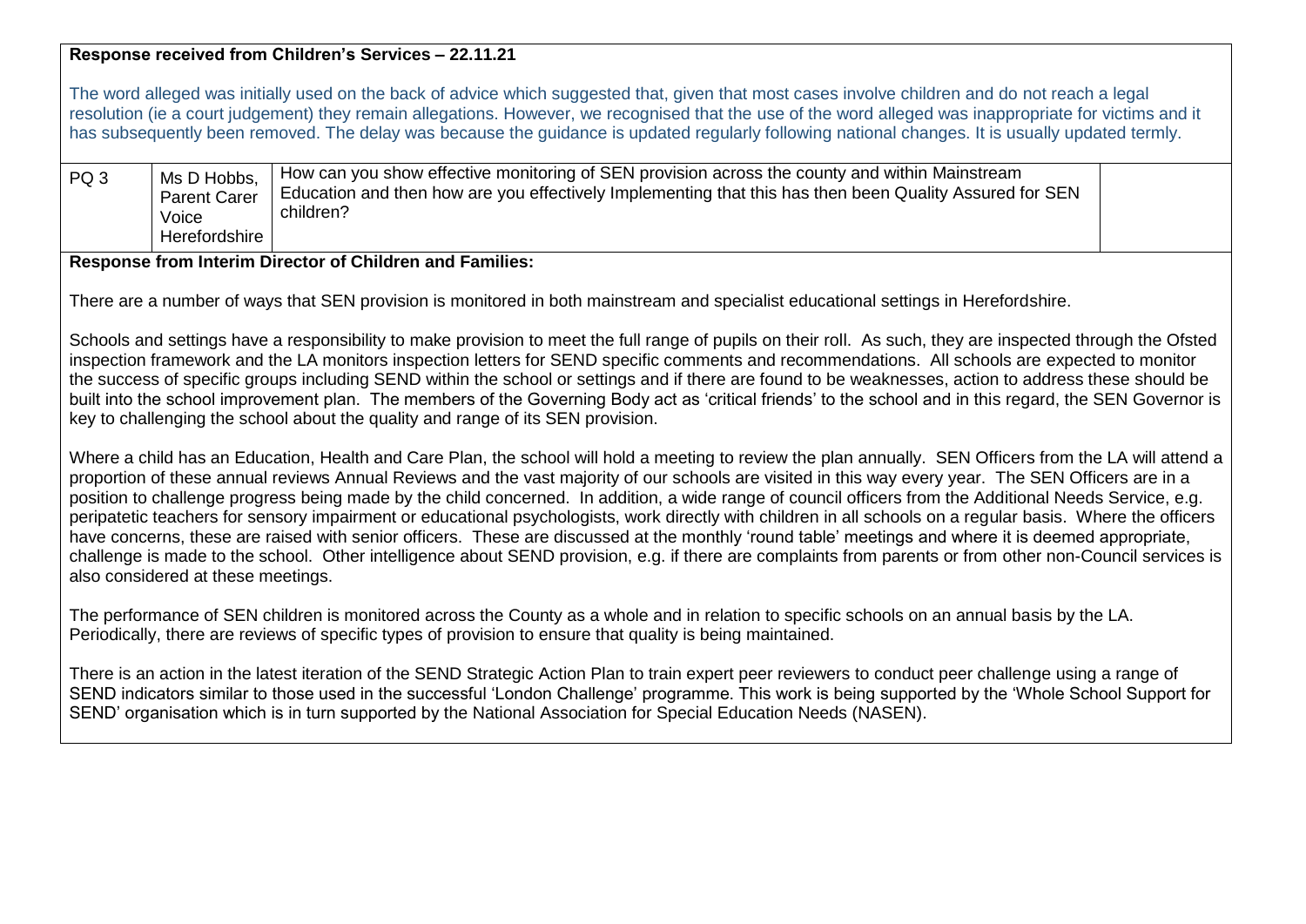**Response received from Children's Services – 22.11.21**

The word alleged was initially used on the back of advice which suggested that, given that most cases involve children and do not reach a legal resolution (ie a court judgement) they remain allegations. However, we recognised that the use of the word alleged was inappropriate for victims and it has subsequently been removed. The delay was because the guidance is updated regularly following national changes. It is usually updated termly.

| | | | |
|---|---|---|---|
| PQ 3 | Ms D Hobbs, Parent Carer Voice Herefordshire | How can you show effective monitoring of SEN provision across the county and within Mainstream Education and then how are you effectively Implementing that this has then been Quality Assured for SEN children? | |

**Response from Interim Director of Children and Families:**

There are a number of ways that SEN provision is monitored in both mainstream and specialist educational settings in Herefordshire.

Schools and settings have a responsibility to make provision to meet the full range of pupils on their roll. As such, they are inspected through the Ofsted inspection framework and the LA monitors inspection letters for SEND specific comments and recommendations. All schools are expected to monitor the success of specific groups including SEND within the school or settings and if there are found to be weaknesses, action to address these should be built into the school improvement plan. The members of the Governing Body act as 'critical friends' to the school and in this regard, the SEN Governor is key to challenging the school about the quality and range of its SEN provision.

Where a child has an Education, Health and Care Plan, the school will hold a meeting to review the plan annually. SEN Officers from the LA will attend a proportion of these annual reviews Annual Reviews and the vast majority of our schools are visited in this way every year. The SEN Officers are in a position to challenge progress being made by the child concerned. In addition, a wide range of council officers from the Additional Needs Service, e.g. peripatetic teachers for sensory impairment or educational psychologists, work directly with children in all schools on a regular basis. Where the officers have concerns, these are raised with senior officers. These are discussed at the monthly 'round table' meetings and where it is deemed appropriate, challenge is made to the school. Other intelligence about SEND provision, e.g. if there are complaints from parents or from other non-Council services is also considered at these meetings.

The performance of SEN children is monitored across the County as a whole and in relation to specific schools on an annual basis by the LA. Periodically, there are reviews of specific types of provision to ensure that quality is being maintained.

There is an action in the latest iteration of the SEND Strategic Action Plan to train expert peer reviewers to conduct peer challenge using a range of SEND indicators similar to those used in the successful 'London Challenge' programme. This work is being supported by the 'Whole School Support for SEND' organisation which is in turn supported by the National Association for Special Education Needs (NASEN).